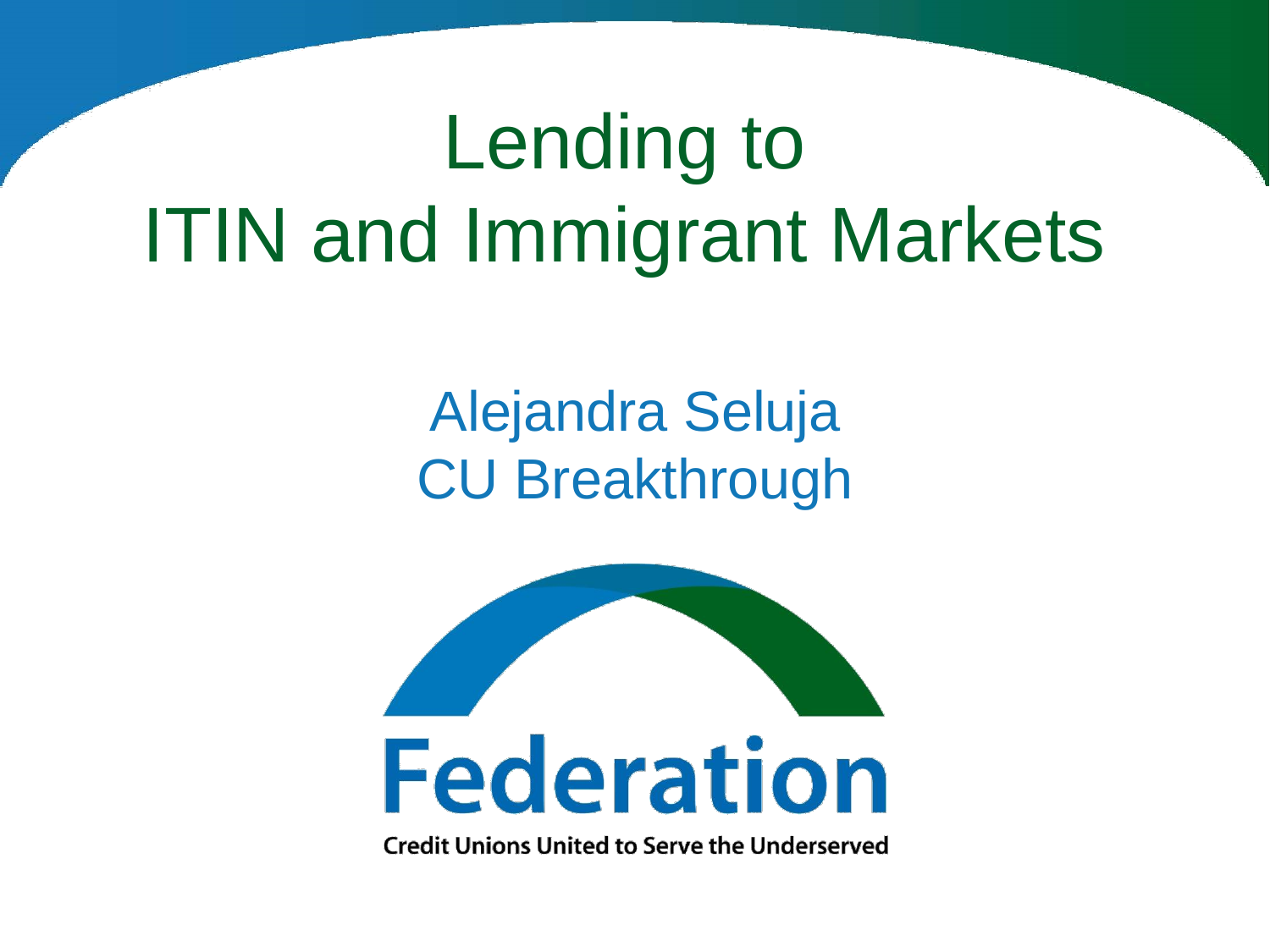# Lending to ITIN and Immigrant Markets

Alejandra Seluja
CU Breakthrough

Federation

Credit Unions United to Serve the Underserved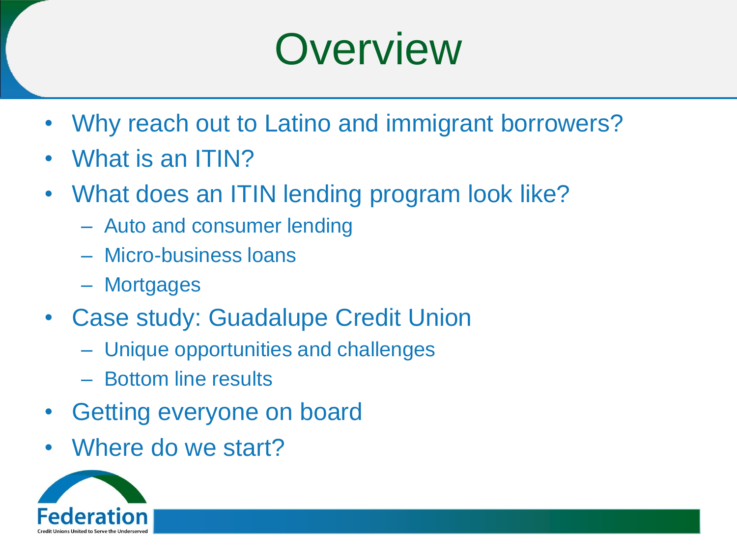# Overview

- Why reach out to Latino and immigrant borrowers?
- What is an ITIN?
- What does an ITIN lending program look like?
  - Auto and consumer lending
  - Micro-business loans
  - Mortgages
- Case study: Guadalupe Credit Union
  - Unique opportunities and challenges
  - Bottom line results
- Getting everyone on board
- Where do we start?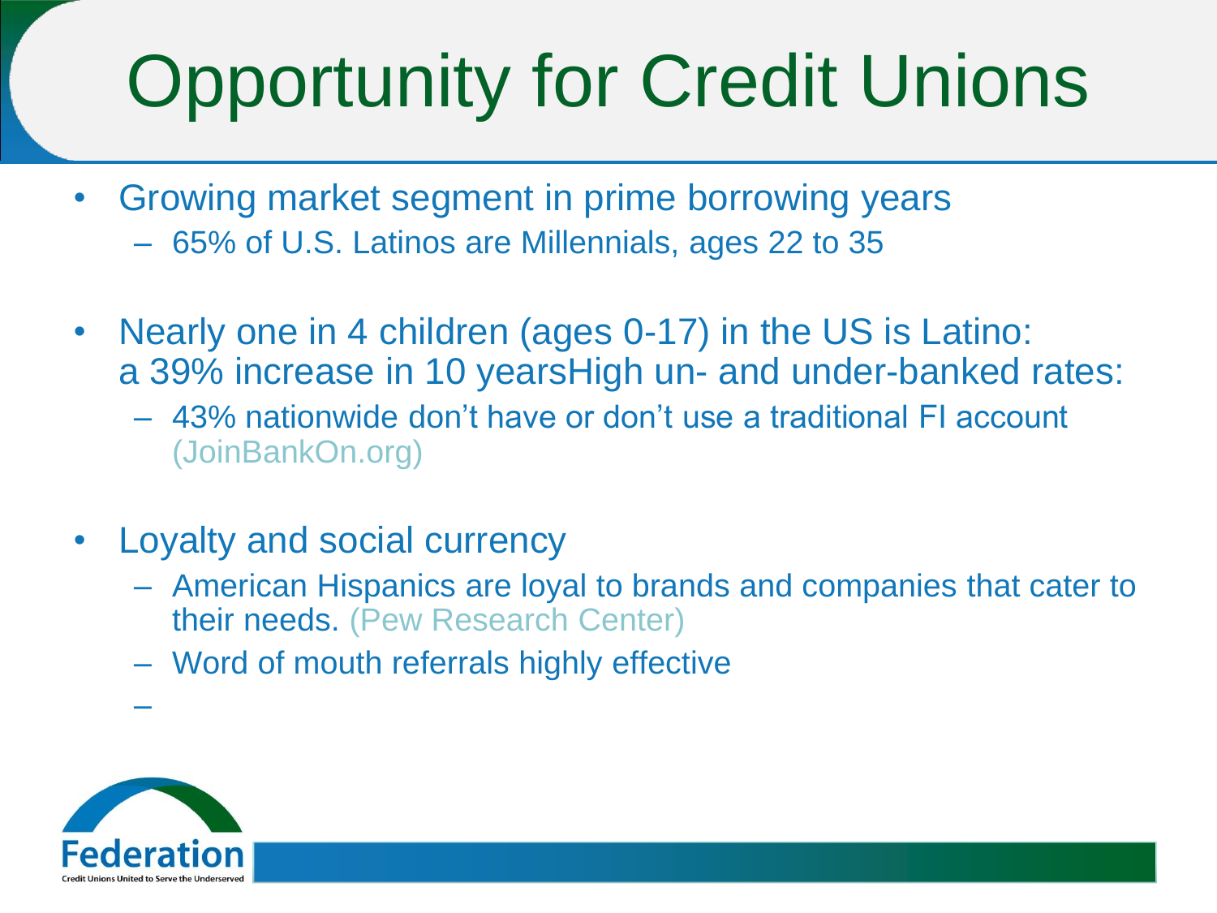# Opportunity for Credit Unions

- Growing market segment in prime borrowing years
  - 65% of U.S. Latinos are Millennials, ages 22 to 35
- Nearly one in 4 children (ages 0-17) in the US is Latino: a 39% increase in 10 yearsHigh un- and under-banked rates:
  - 43% nationwide don't have or don't use a traditional FI account (JoinBankOn.org)
- Loyalty and social currency
  - American Hispanics are loyal to brands and companies that cater to their needs. (Pew Research Center)
  - Word of mouth referrals highly effective

Federation
Credit Unions United to Serve the Underserved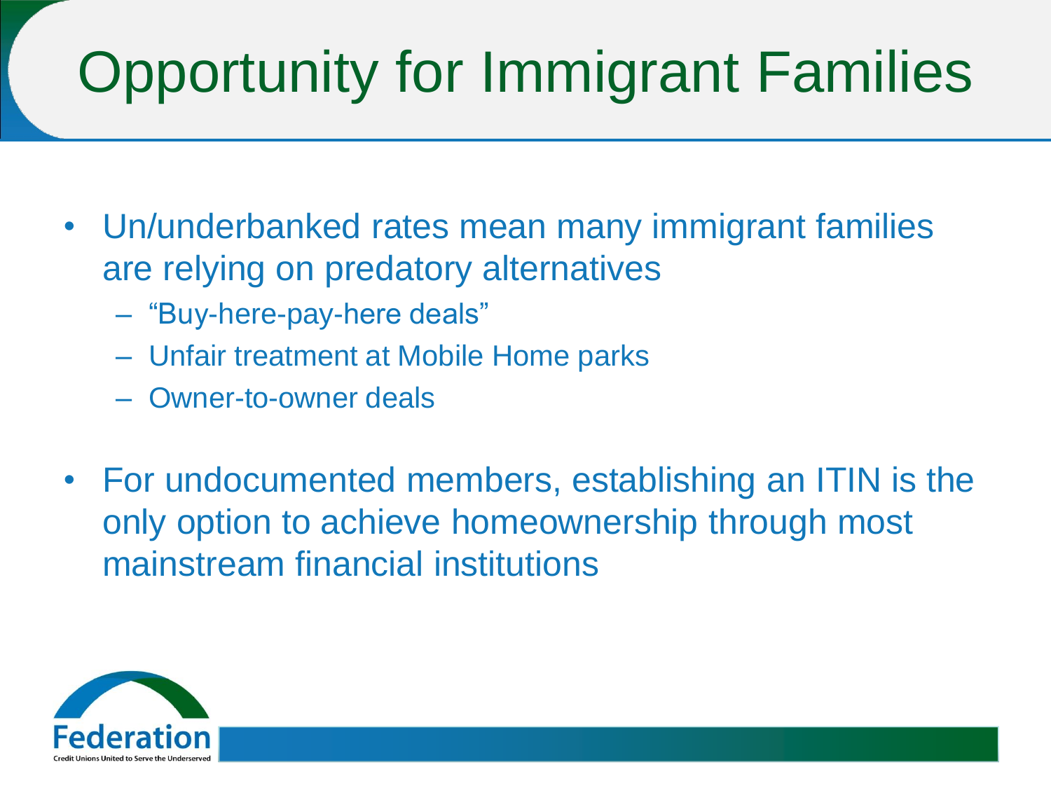# Opportunity for Immigrant Families

- Un/underbanked rates mean many immigrant families are relying on predatory alternatives
  - "Buy-here-pay-here deals"
  - Unfair treatment at Mobile Home parks
  - Owner-to-owner deals
- For undocumented members, establishing an ITIN is the only option to achieve homeownership through most mainstream financial institutions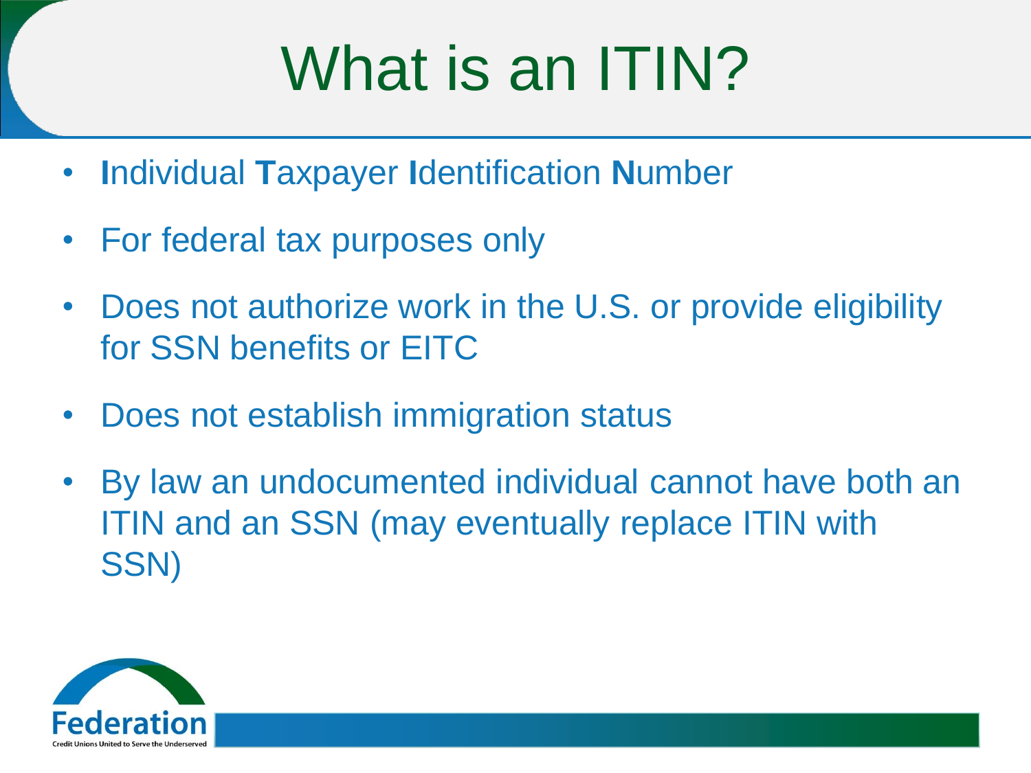# What is an ITIN?

- **I**ndividual **T**axpayer **I**dentification **N**umber
- For federal tax purposes only
- Does not authorize work in the U.S. or provide eligibility for SSN benefits or EITC
- Does not establish immigration status
- By law an undocumented individual cannot have both an ITIN and an SSN (may eventually replace ITIN with SSN)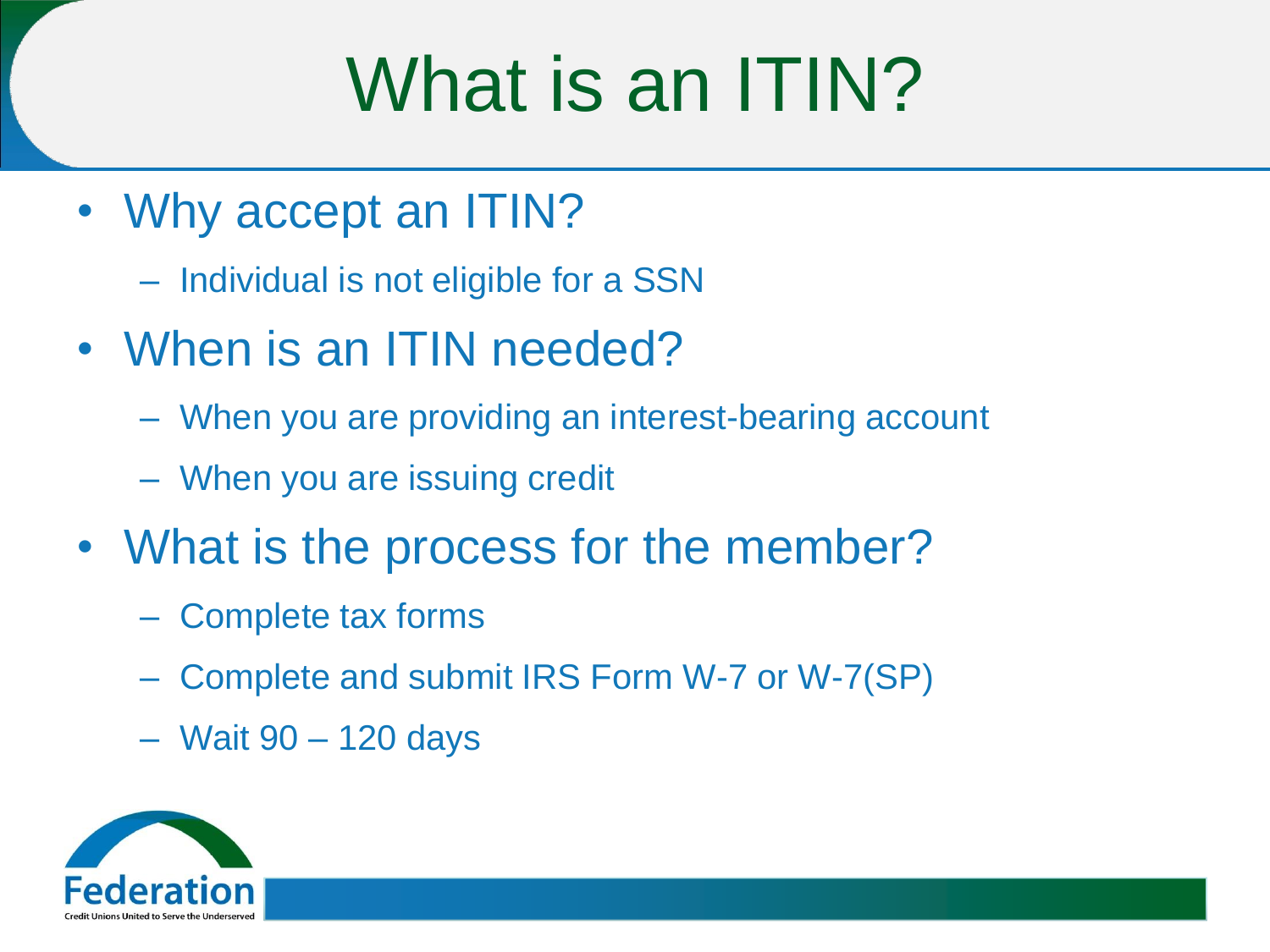# What is an ITIN?

- Why accept an ITIN?
  - Individual is not eligible for a SSN
- When is an ITIN needed?
  - When you are providing an interest-bearing account
  - When you are issuing credit
- What is the process for the member?
  - Complete tax forms
  - Complete and submit IRS Form W-7 or W-7(SP)
  - Wait 90 – 120 days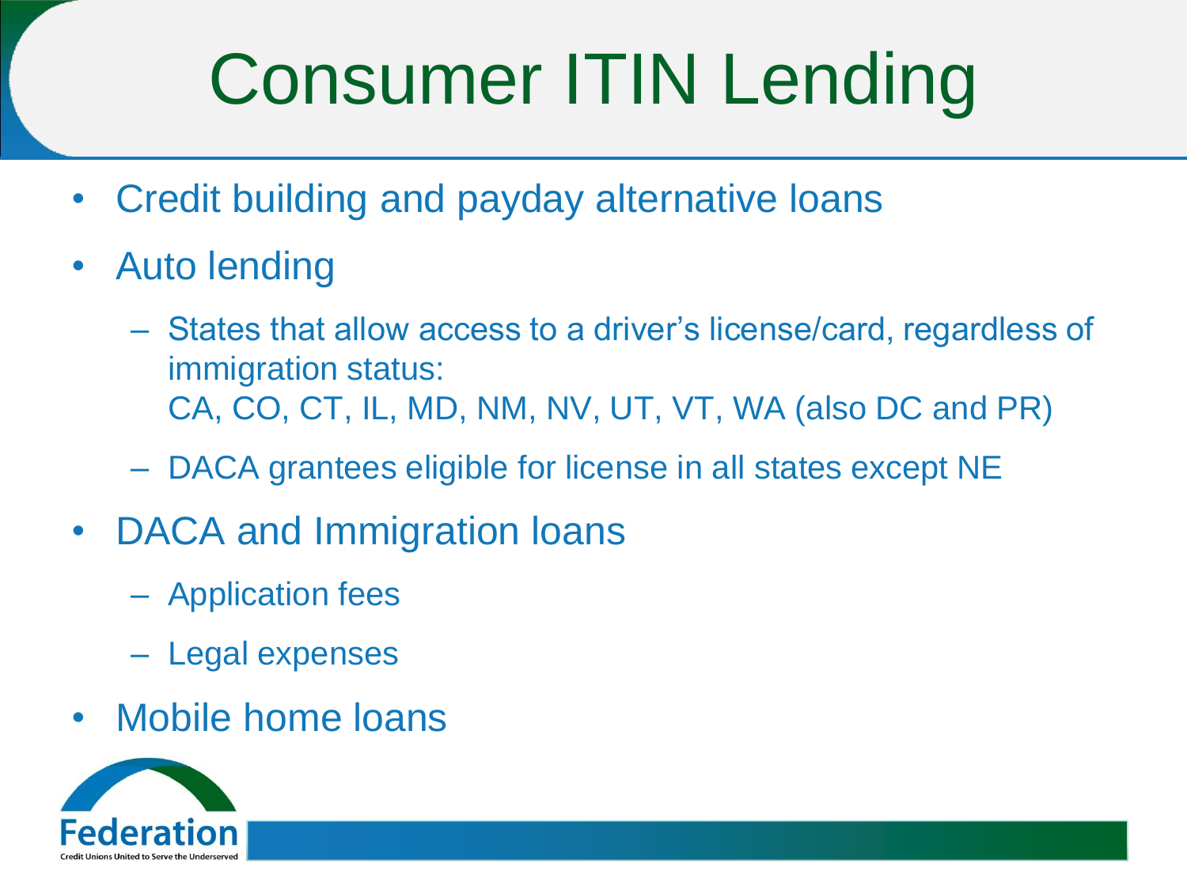# Consumer ITIN Lending

- Credit building and payday alternative loans
- Auto lending
  - States that allow access to a driver's license/card, regardless of immigration status:
    CA, CO, CT, IL, MD, NM, NV, UT, VT, WA (also DC and PR)
  - DACA grantees eligible for license in all states except NE
- DACA and Immigration loans
  - Application fees
  - Legal expenses
- Mobile home loans

Federation
Credit Unions United to Serve the Underserved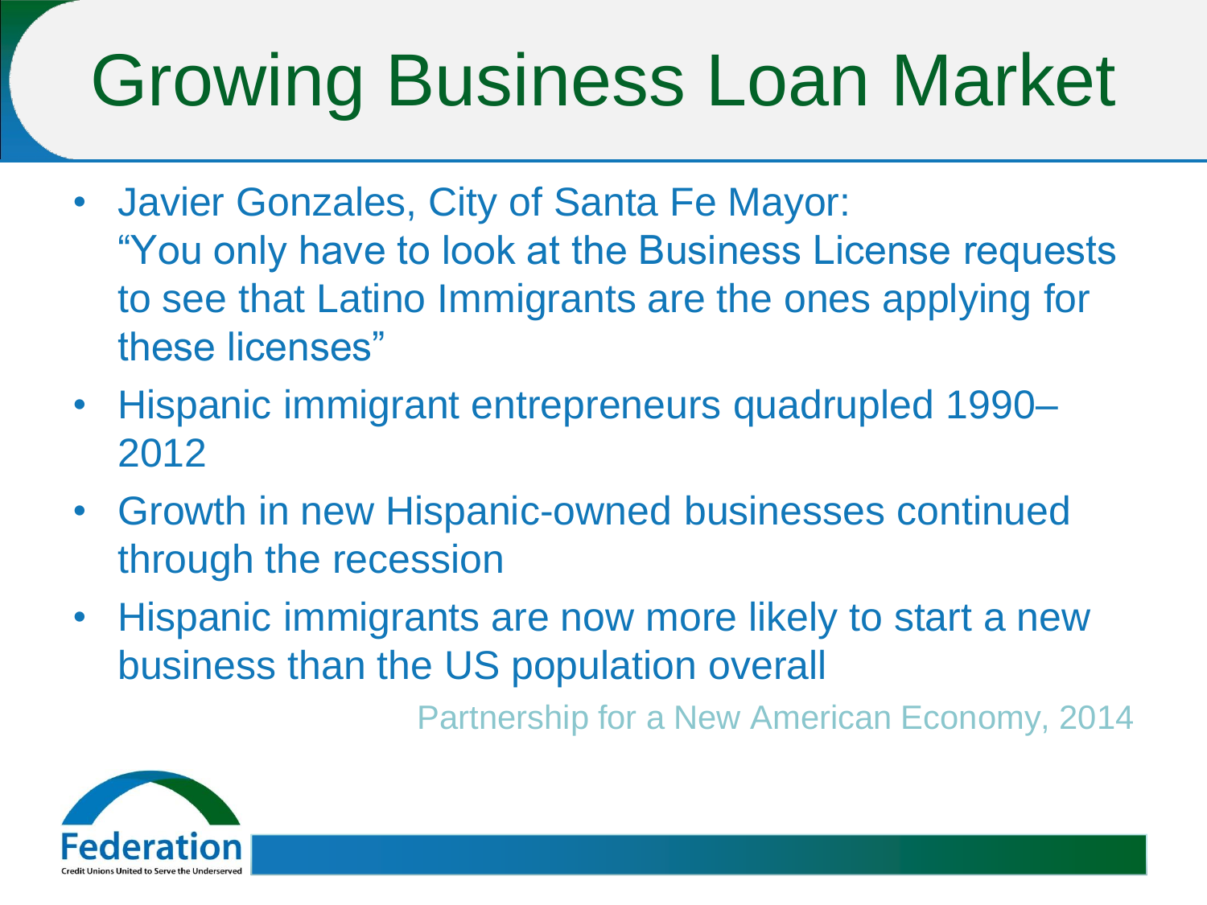# Growing Business Loan Market

- Javier Gonzales, City of Santa Fe Mayor: "You only have to look at the Business License requests to see that Latino Immigrants are the ones applying for these licenses"
- Hispanic immigrant entrepreneurs quadrupled 1990–2012
- Growth in new Hispanic-owned businesses continued through the recession
- Hispanic immigrants are now more likely to start a new business than the US population overall

Partnership for a New American Economy, 2014

Federation
Credit Unions United to Serve the Underserved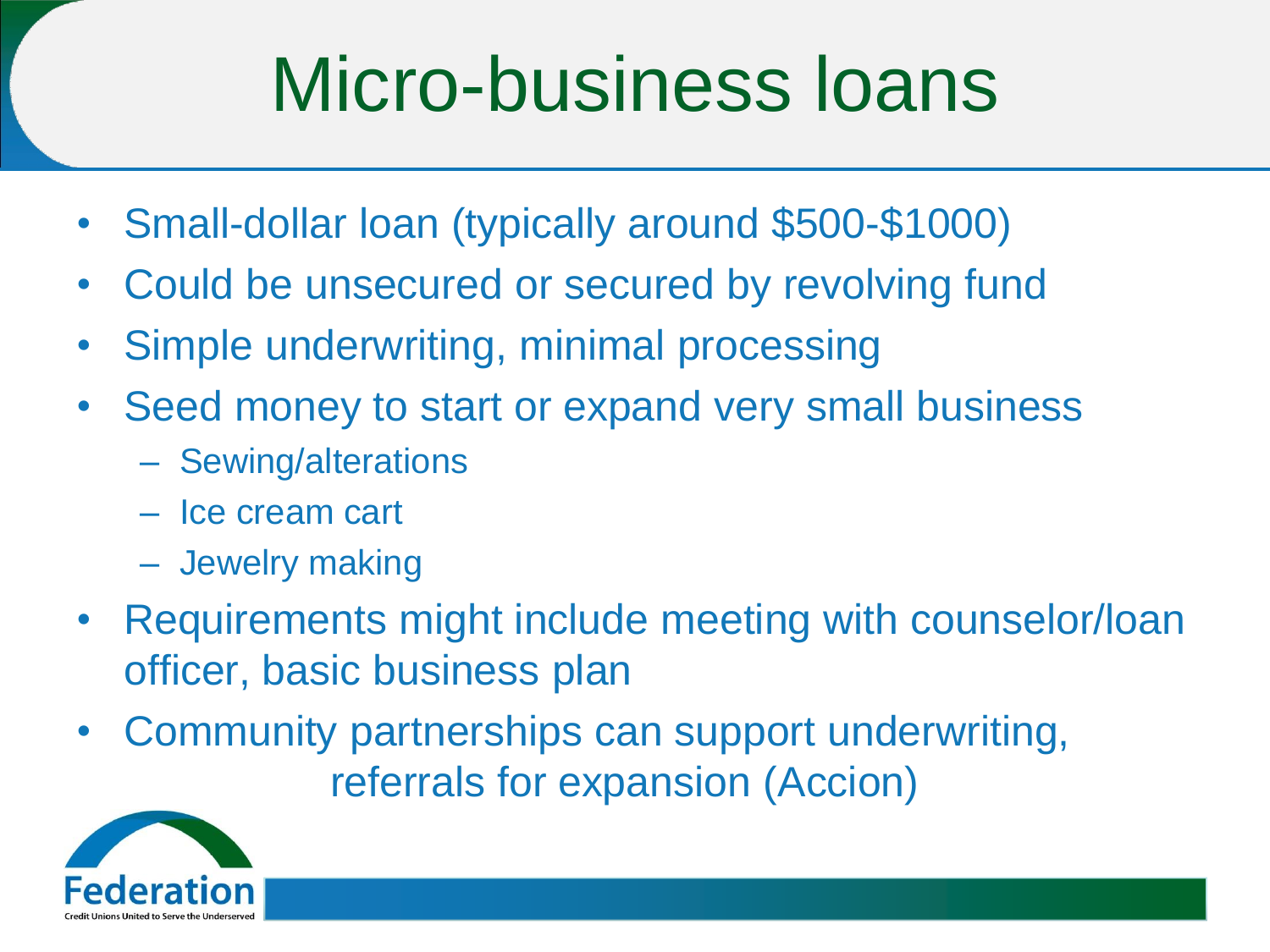# Micro-business loans

- Small-dollar loan (typically around $500-$1000)
- Could be unsecured or secured by revolving fund
- Simple underwriting, minimal processing
- Seed money to start or expand very small business
  - Sewing/alterations
  - Ice cream cart
  - Jewelry making
- Requirements might include meeting with counselor/loan officer, basic business plan
- Community partnerships can support underwriting, referrals for expansion (Accion)

Federation
Credit Unions United to Serve the Underserved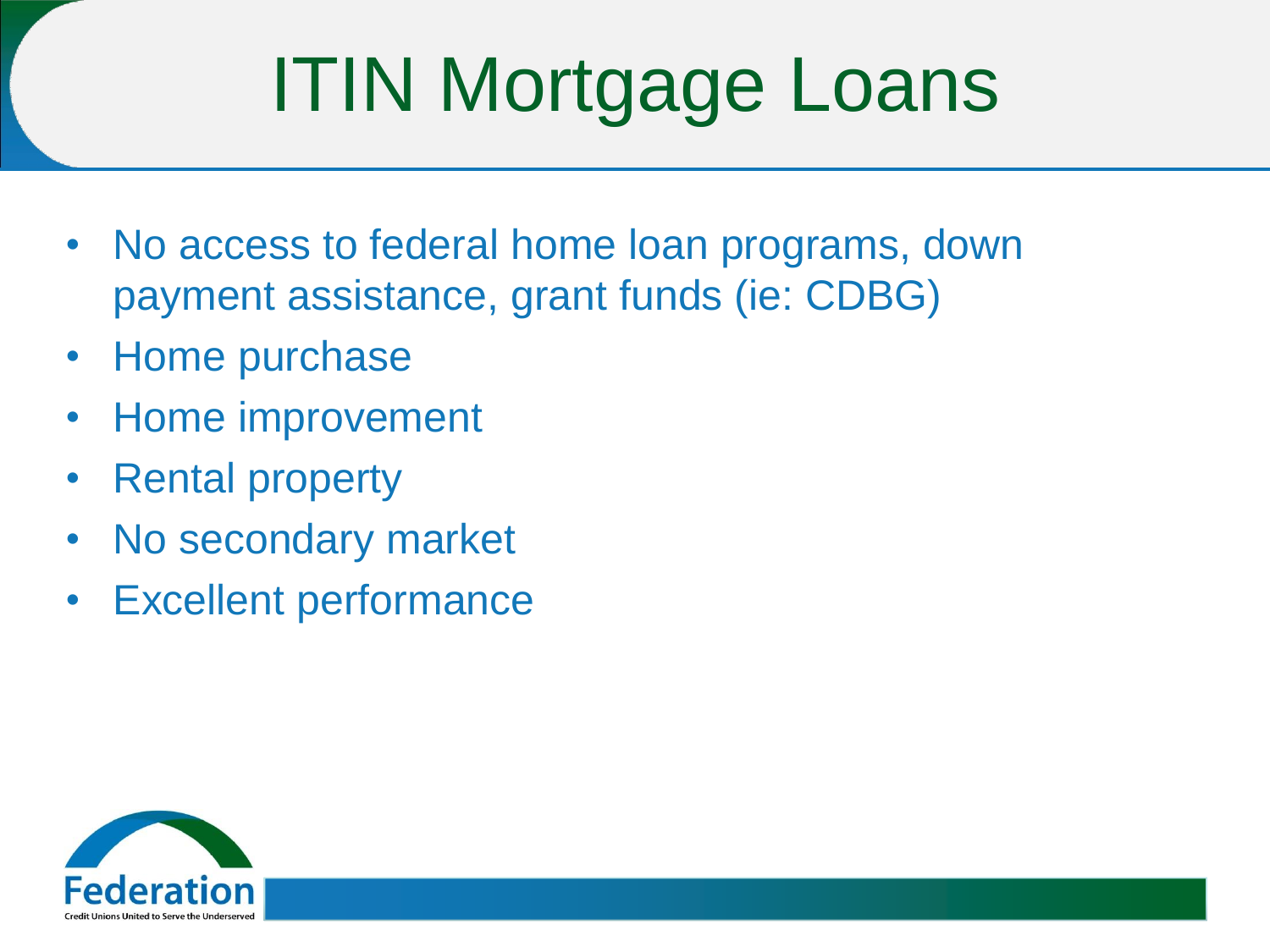# ITIN Mortgage Loans

- No access to federal home loan programs, down payment assistance, grant funds (ie: CDBG)
- Home purchase
- Home improvement
- Rental property
- No secondary market
- Excellent performance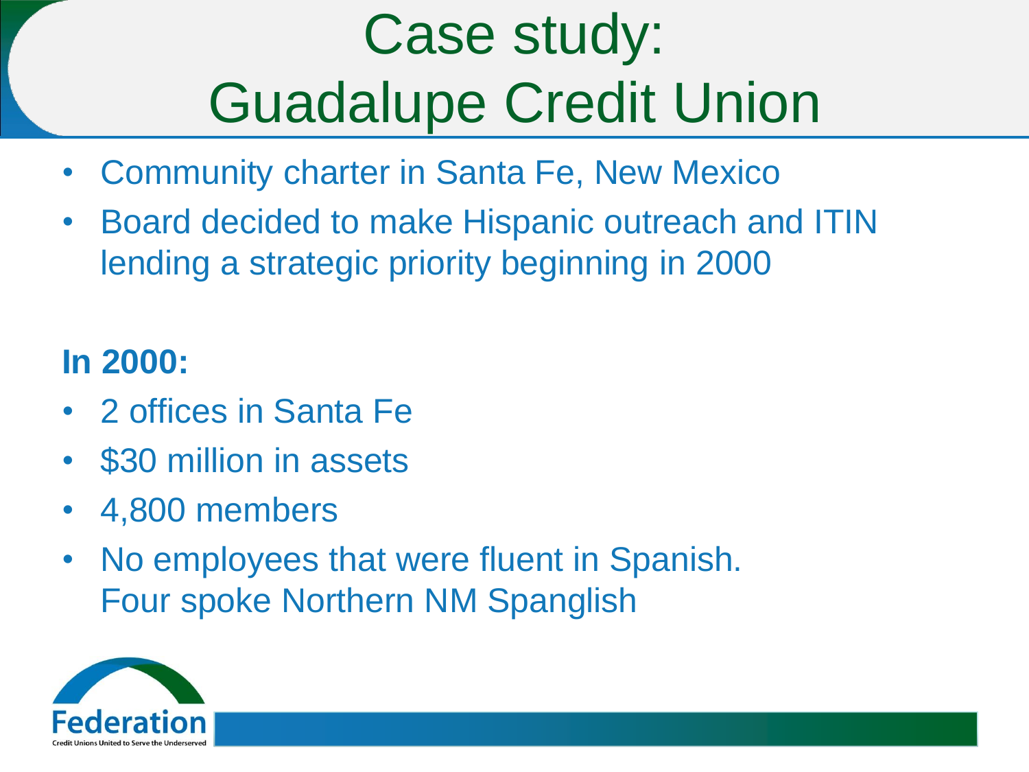# Case study: Guadalupe Credit Union

- Community charter in Santa Fe, New Mexico
- Board decided to make Hispanic outreach and ITIN lending a strategic priority beginning in 2000

**In 2000:**

- 2 offices in Santa Fe
- $30 million in assets
- 4,800 members
- No employees that were fluent in Spanish. Four spoke Northern NM Spanglish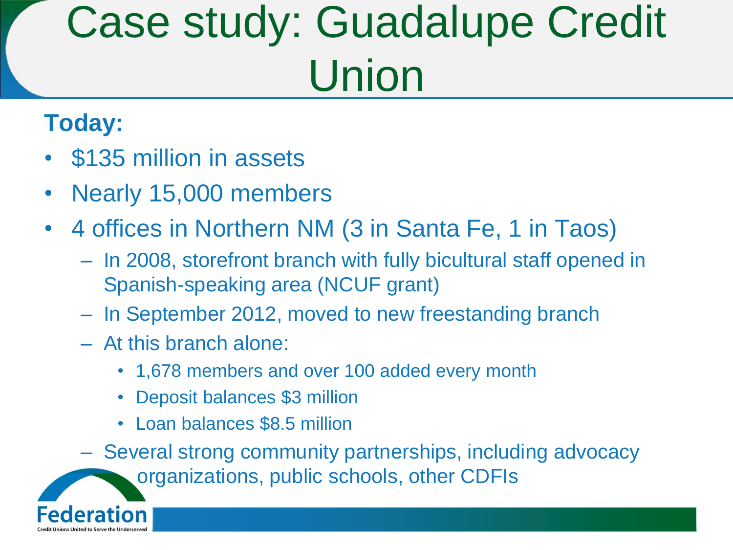# Case study: Guadalupe Credit Union

**Today:**

- $135 million in assets
- Nearly 15,000 members
- 4 offices in Northern NM (3 in Santa Fe, 1 in Taos)
  - In 2008, storefront branch with fully bicultural staff opened in Spanish-speaking area (NCUF grant)
  - In September 2012, moved to new freestanding branch
  - At this branch alone:
    - 1,678 members and over 100 added every month
    - Deposit balances $3 million
    - Loan balances $8.5 million
  - Several strong community partnerships, including advocacy organizations, public schools, other CDFIs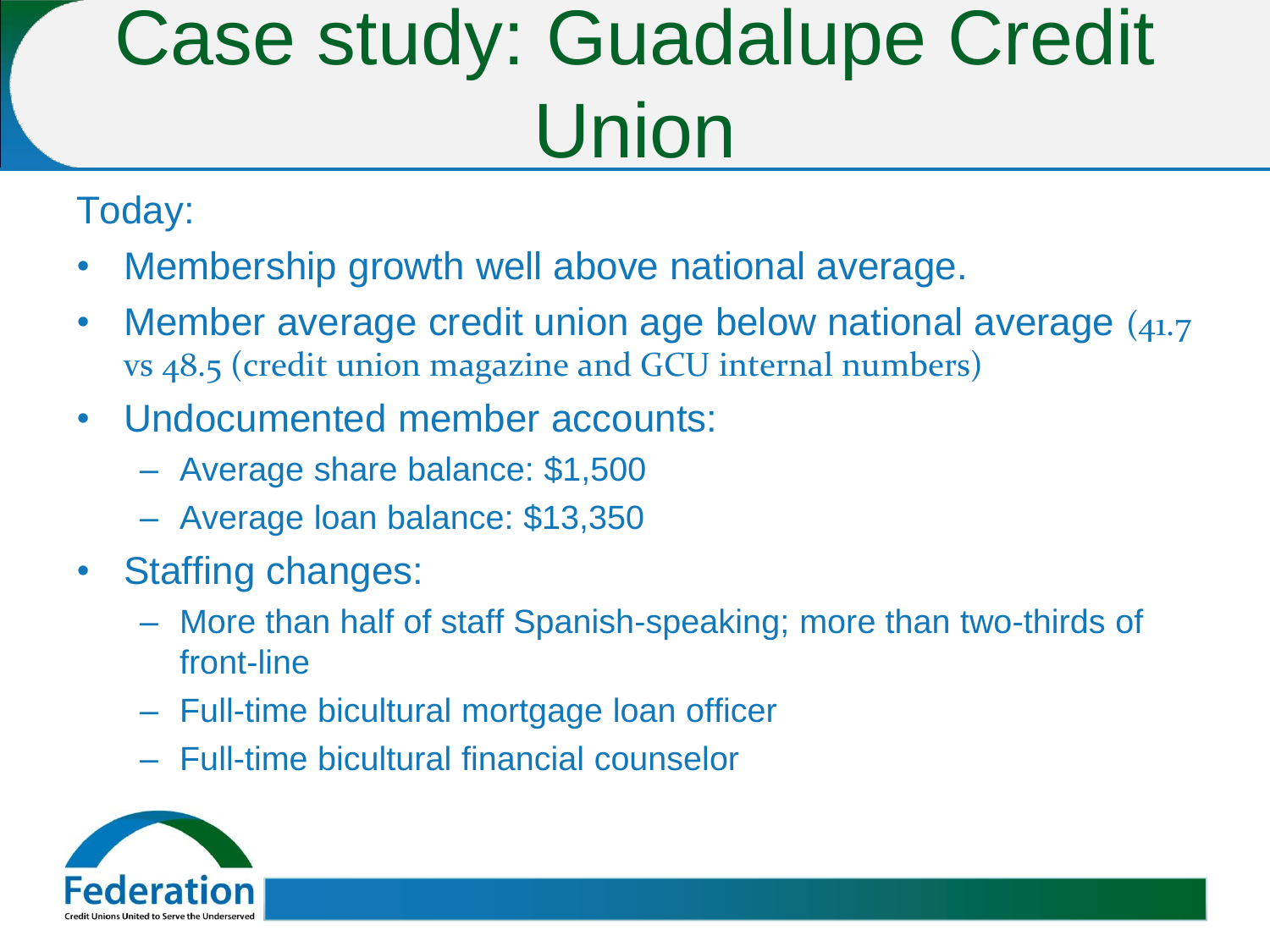# Case study: Guadalupe Credit Union

Today:

- Membership growth well above national average.
- Member average credit union age below national average (41.7 vs 48.5 (credit union magazine and GCU internal numbers)
- Undocumented member accounts:
  - Average share balance: $1,500
  - Average loan balance: $13,350
- Staffing changes:
  - More than half of staff Spanish-speaking; more than two-thirds of front-line
  - Full-time bicultural mortgage loan officer
  - Full-time bicultural financial counselor

Federation
Credit Unions United to Serve the Underserved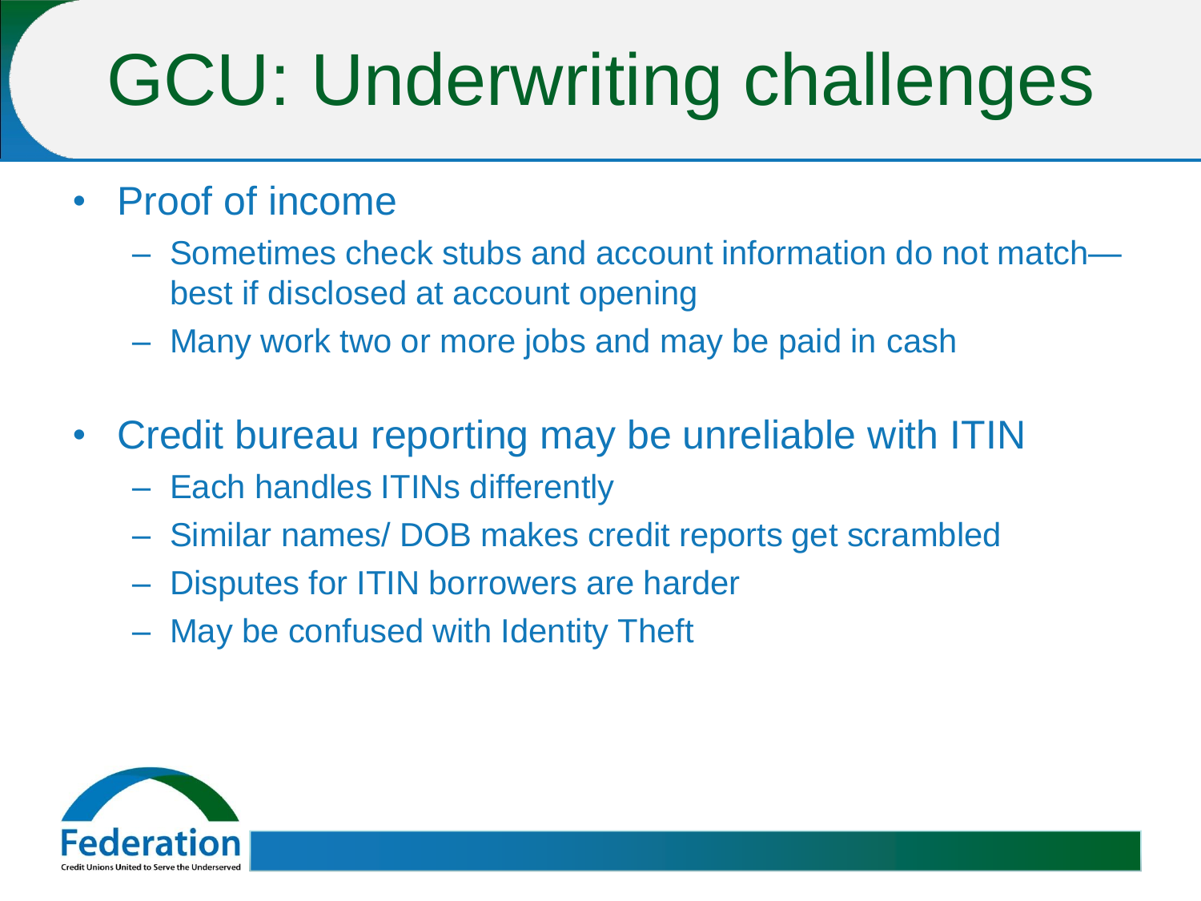# GCU: Underwriting challenges

- Proof of income
  - Sometimes check stubs and account information do not match—best if disclosed at account opening
  - Many work two or more jobs and may be paid in cash
- Credit bureau reporting may be unreliable with ITIN
  - Each handles ITINs differently
  - Similar names/ DOB makes credit reports get scrambled
  - Disputes for ITIN borrowers are harder
  - May be confused with Identity Theft

Federation
Credit Unions United to Serve the Underserved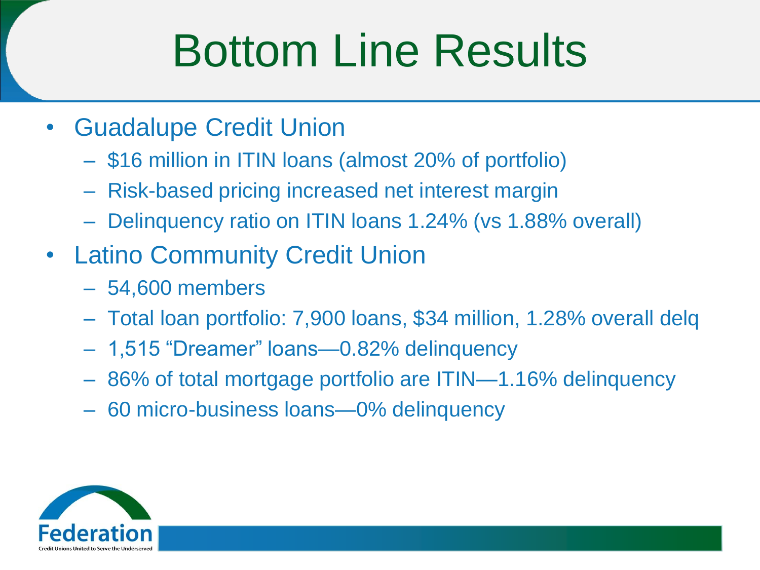# Bottom Line Results

- Guadalupe Credit Union
  - $16 million in ITIN loans (almost 20% of portfolio)
  - Risk-based pricing increased net interest margin
  - Delinquency ratio on ITIN loans 1.24% (vs 1.88% overall)
- Latino Community Credit Union
  - 54,600 members
  - Total loan portfolio: 7,900 loans, $34 million, 1.28% overall delq
  - 1,515 “Dreamer” loans—0.82% delinquency
  - 86% of total mortgage portfolio are ITIN—1.16% delinquency
  - 60 micro-business loans—0% delinquency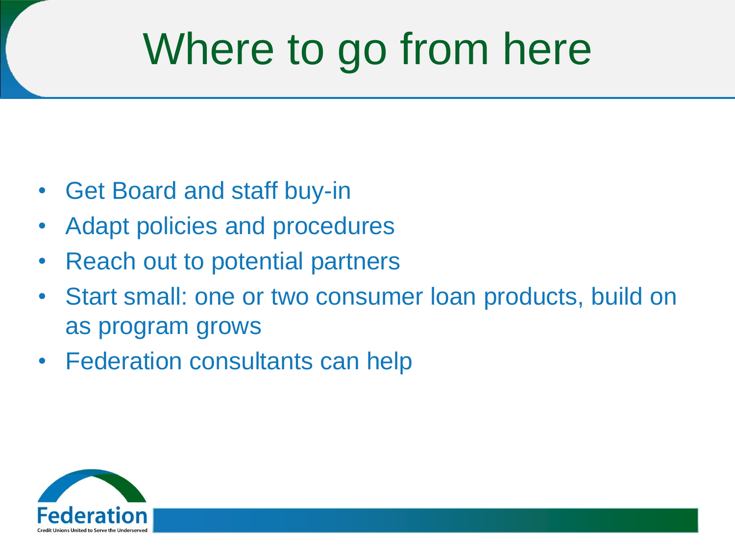# Where to go from here

- Get Board and staff buy-in
- Adapt policies and procedures
- Reach out to potential partners
- Start small: one or two consumer loan products, build on as program grows
- Federation consultants can help

Federation
Credit Unions United to Serve the Underserved